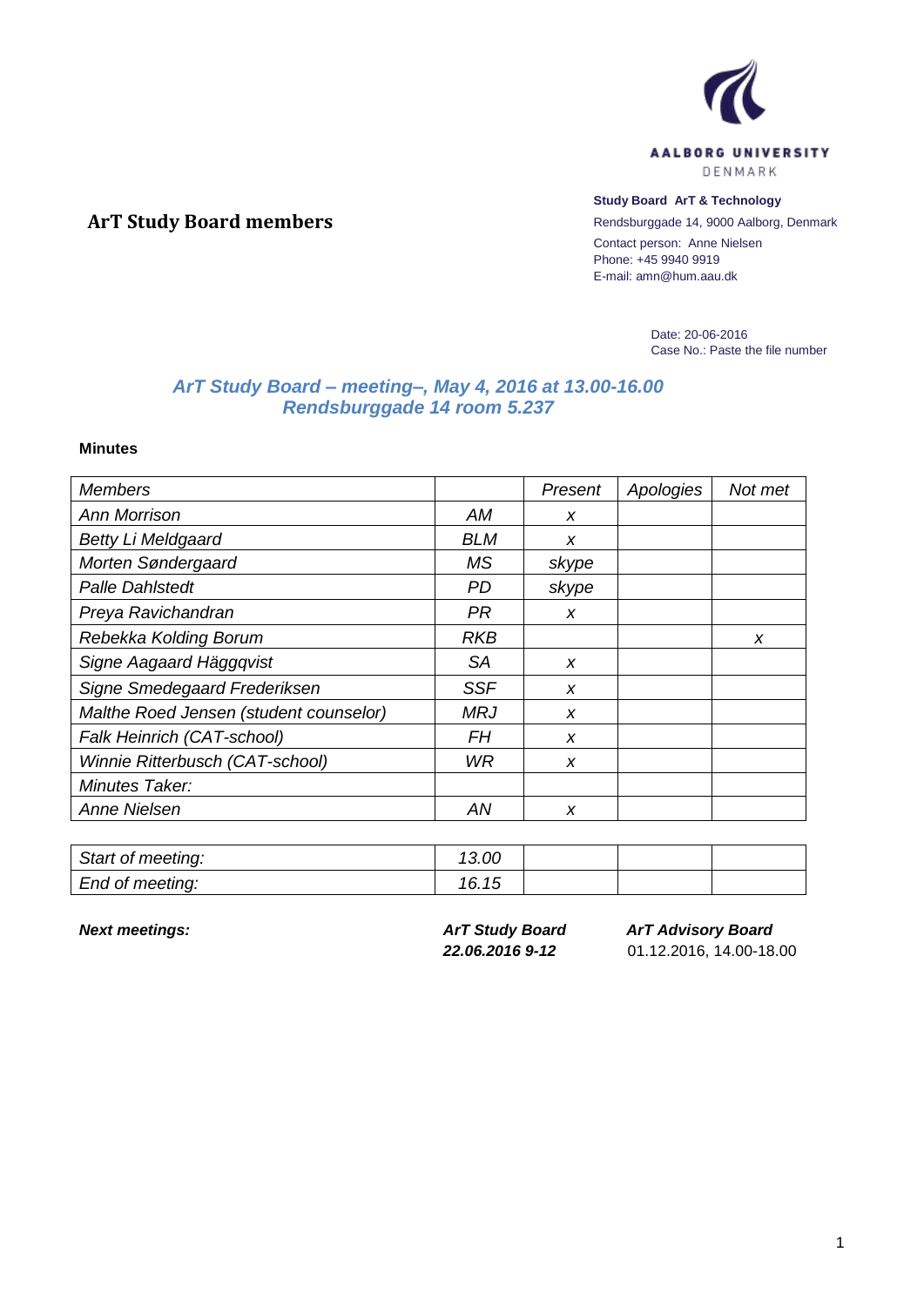AALBORG UNIVERSITY
DENMARK

**Study Board ArT & Technology**
Rendsburggade 14, 9000 Aalborg, Denmark
Contact person: Anne Nielsen
Phone: +45 9940 9919
E-mail: amn@hum.aau.dk

# ArT Study Board members

Date: 20-06-2016
Case No.: Paste the file number

## *ArT Study Board – meeting–, May 4, 2016 at 13.00-16.00*
## *Rendsburggade 14 room 5.237*

**Minutes**

| *Members* | | *Present* | *Apologies* | *Not met* |
|---|---|---|---|---|
| *Ann Morrison* | *AM* | *x* | | |
| *Betty Li Meldgaard* | *BLM* | *x* | | |
| *Morten Søndergaard* | *MS* | *skype* | | |
| *Palle Dahlstedt* | *PD* | *skype* | | |
| *Preya Ravichandran* | *PR* | *x* | | |
| *Rebekka Kolding Borum* | *RKB* | | | *x* |
| *Signe Aagaard Häggqvist* | *SA* | *x* | | |
| *Signe Smedegaard Frederiksen* | *SSF* | *x* | | |
| *Malthe Roed Jensen (student counselor)* | *MRJ* | *x* | | |
| *Falk Heinrich (CAT-school)* | *FH* | *x* | | |
| *Winnie Ritterbusch (CAT-school)* | *WR* | *x* | | |
| *Minutes Taker:* | | | | |
| *Anne Nielsen* | *AN* | *x* | | |

| | | | | |
|---|---|---|---|---|
| *Start of meeting:* | *13.00* | | | |
| *End of meeting:* | *16.15* | | | |

| ***Next meetings:*** | ***ArT Study Board*** | ***ArT Advisory Board*** |
|---|---|---|
| | ***22.06.2016 9-12*** | 01.12.2016, 14.00-18.00 |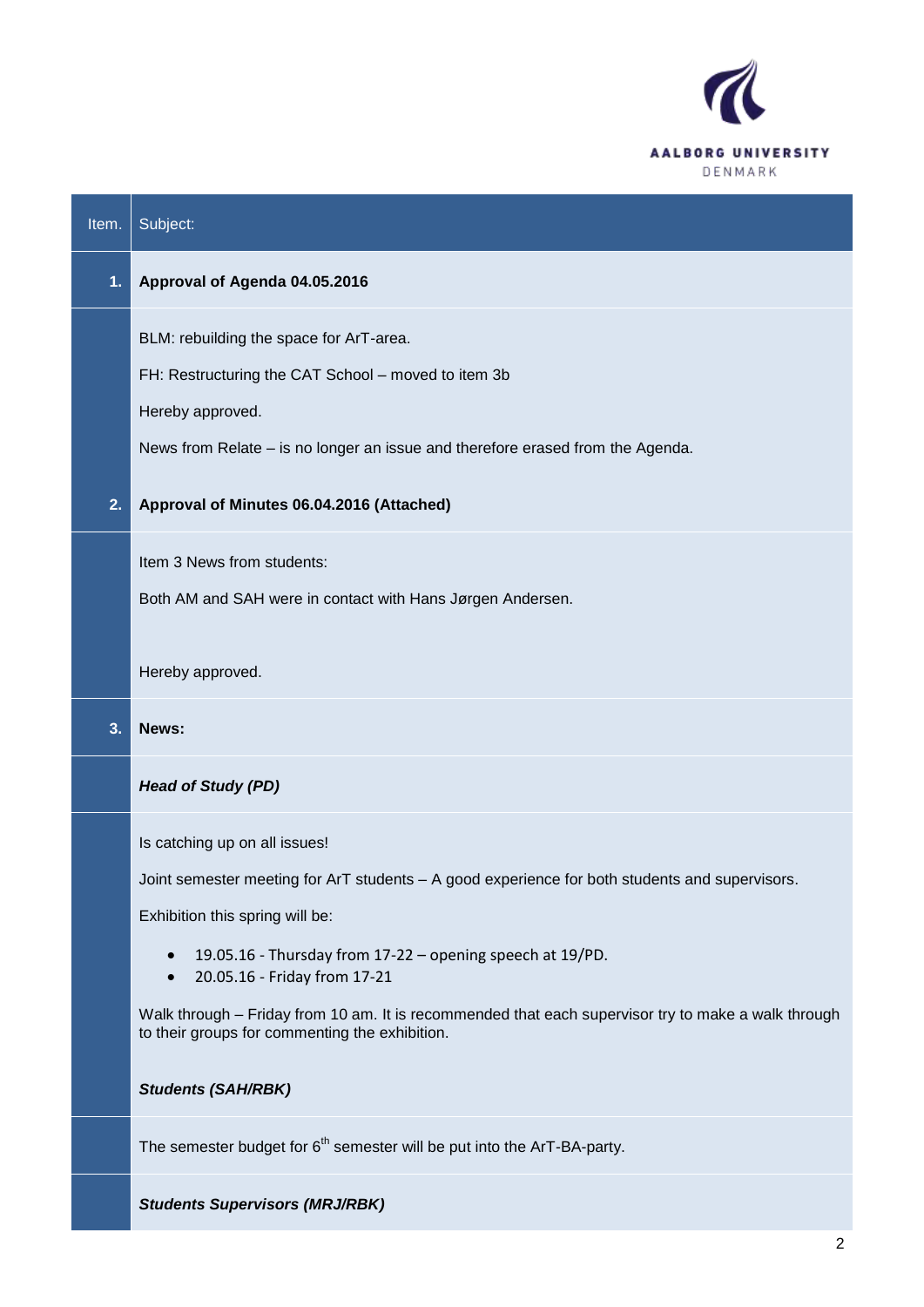| Item. | Subject: |
|---|---|
| **1.** | **Approval of Agenda 04.05.2016** |
| | BLM: rebuilding the space for ArT-area.<br><br>FH: Restructuring the CAT School – moved to item 3b<br><br>Hereby approved.<br><br>News from Relate – is no longer an issue and therefore erased from the Agenda. |
| **2.** | **Approval of Minutes 06.04.2016 (Attached)** |
| | Item 3 News from students:<br><br>Both AM and SAH were in contact with Hans Jørgen Andersen.<br><br>Hereby approved. |
| **3.** | **News:** |
| | ***Head of Study (PD)*** |
| | Is catching up on all issues!<br><br>Joint semester meeting for ArT students – A good experience for both students and supervisors.<br><br>Exhibition this spring will be:<br><br>• 19.05.16 - Thursday from 17-22 – opening speech at 19/PD.<br>• 20.05.16 - Friday from 17-21<br><br>Walk through – Friday from 10 am. It is recommended that each supervisor try to make a walk through to their groups for commenting the exhibition.<br><br>***Students (SAH/RBK)*** |
| | The semester budget for 6th semester will be put into the ArT-BA-party. |
| | ***Students Supervisors (MRJ/RBK)*** |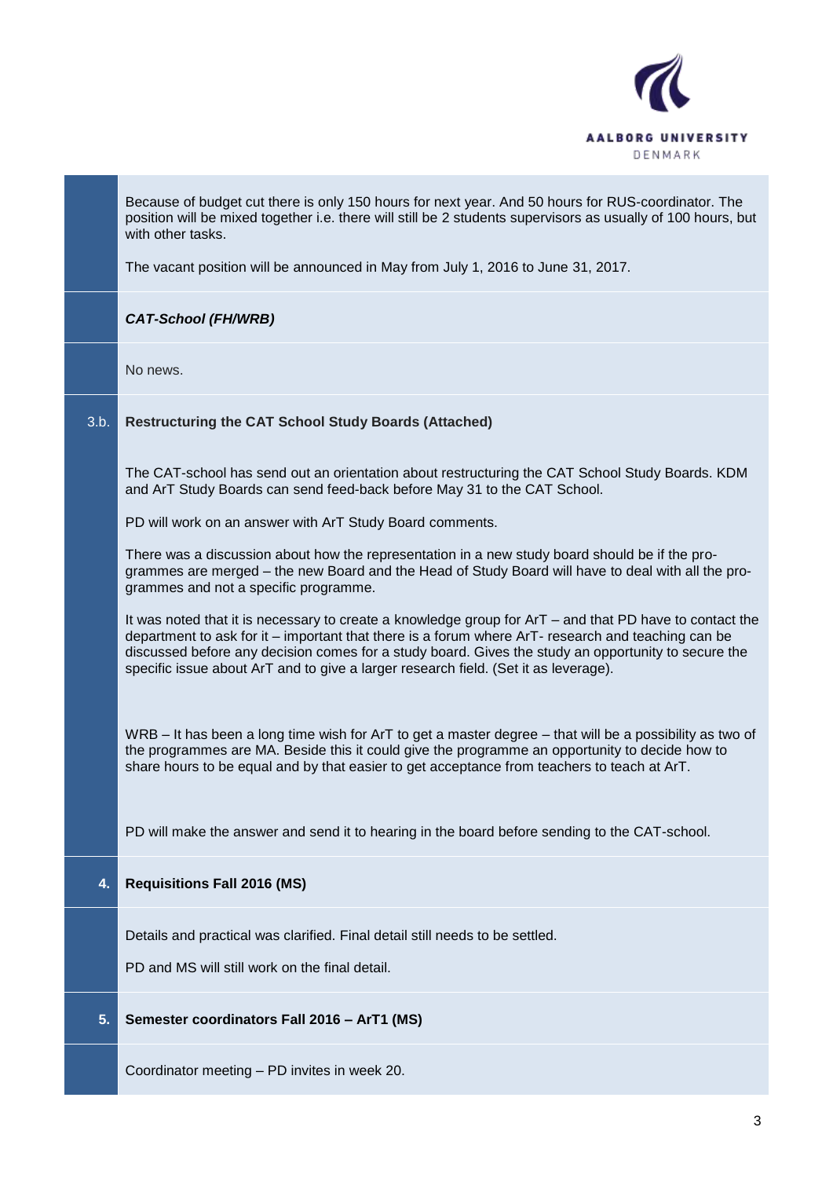Because of budget cut there is only 150 hours for next year. And 50 hours for RUS-coordinator. The position will be mixed together i.e. there will still be 2 students supervisors as usually of 100 hours, but with other tasks.

The vacant position will be announced in May from July 1, 2016 to June 31, 2017.

***CAT-School (FH/WRB)***

No news.

**3.b. Restructuring the CAT School Study Boards (Attached)**

The CAT-school has send out an orientation about restructuring the CAT School Study Boards. KDM and ArT Study Boards can send feed-back before May 31 to the CAT School.

PD will work on an answer with ArT Study Board comments.

There was a discussion about how the representation in a new study board should be if the programmes are merged – the new Board and the Head of Study Board will have to deal with all the programmes and not a specific programme.

It was noted that it is necessary to create a knowledge group for ArT – and that PD have to contact the department to ask for it – important that there is a forum where ArT- research and teaching can be discussed before any decision comes for a study board. Gives the study an opportunity to secure the specific issue about ArT and to give a larger research field. (Set it as leverage).

WRB – It has been a long time wish for ArT to get a master degree – that will be a possibility as two of the programmes are MA. Beside this it could give the programme an opportunity to decide how to share hours to be equal and by that easier to get acceptance from teachers to teach at ArT.

PD will make the answer and send it to hearing in the board before sending to the CAT-school.

**4. Requisitions Fall 2016 (MS)**

Details and practical was clarified. Final detail still needs to be settled.

PD and MS will still work on the final detail.

**5. Semester coordinators Fall 2016 – ArT1 (MS)**

Coordinator meeting – PD invites in week 20.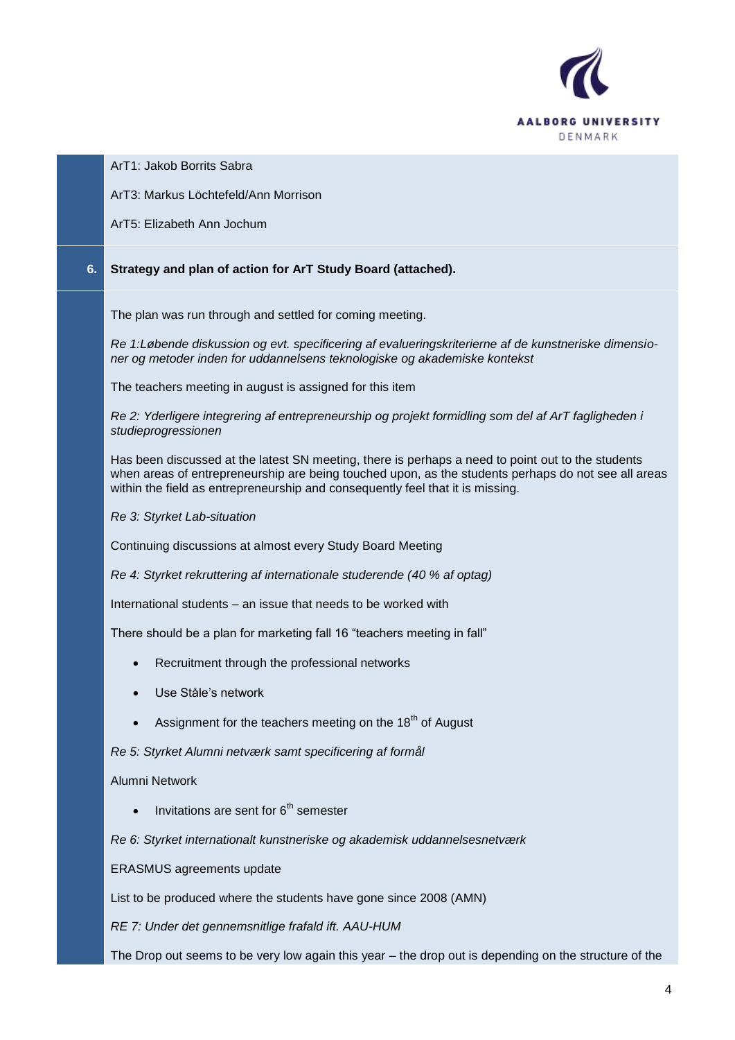ArT1: Jakob Borrits Sabra

ArT3: Markus Löchtefeld/Ann Morrison

ArT5: Elizabeth Ann Jochum

**6. Strategy and plan of action for ArT Study Board (attached).**

The plan was run through and settled for coming meeting.

*Re 1:Løbende diskussion og evt. specificering af evalueringskriterierne af de kunstneriske dimensioner og metoder inden for uddannelsens teknologiske og akademiske kontekst*

The teachers meeting in august is assigned for this item

*Re 2: Yderligere integrering af entrepreneurship og projekt formidling som del af ArT fagligheden i studieprogressionen*

Has been discussed at the latest SN meeting, there is perhaps a need to point out to the students when areas of entrepreneurship are being touched upon, as the students perhaps do not see all areas within the field as entrepreneurship and consequently feel that it is missing.

*Re 3: Styrket Lab-situation*

Continuing discussions at almost every Study Board Meeting

*Re 4: Styrket rekruttering af internationale studerende (40 % af optag)*

International students – an issue that needs to be worked with

There should be a plan for marketing fall 16 "teachers meeting in fall"

- Recruitment through the professional networks
- Use Ståle's network
- Assignment for the teachers meeting on the 18th of August

*Re 5: Styrket Alumni netværk samt specificering af formål*

Alumni Network

- Invitations are sent for 6th semester

*Re 6: Styrket internationalt kunstneriske og akademisk uddannelsesnetværk*

ERASMUS agreements update

List to be produced where the students have gone since 2008 (AMN)

*RE 7: Under det gennemsnitlige frafald ift. AAU-HUM*

The Drop out seems to be very low again this year – the drop out is depending on the structure of the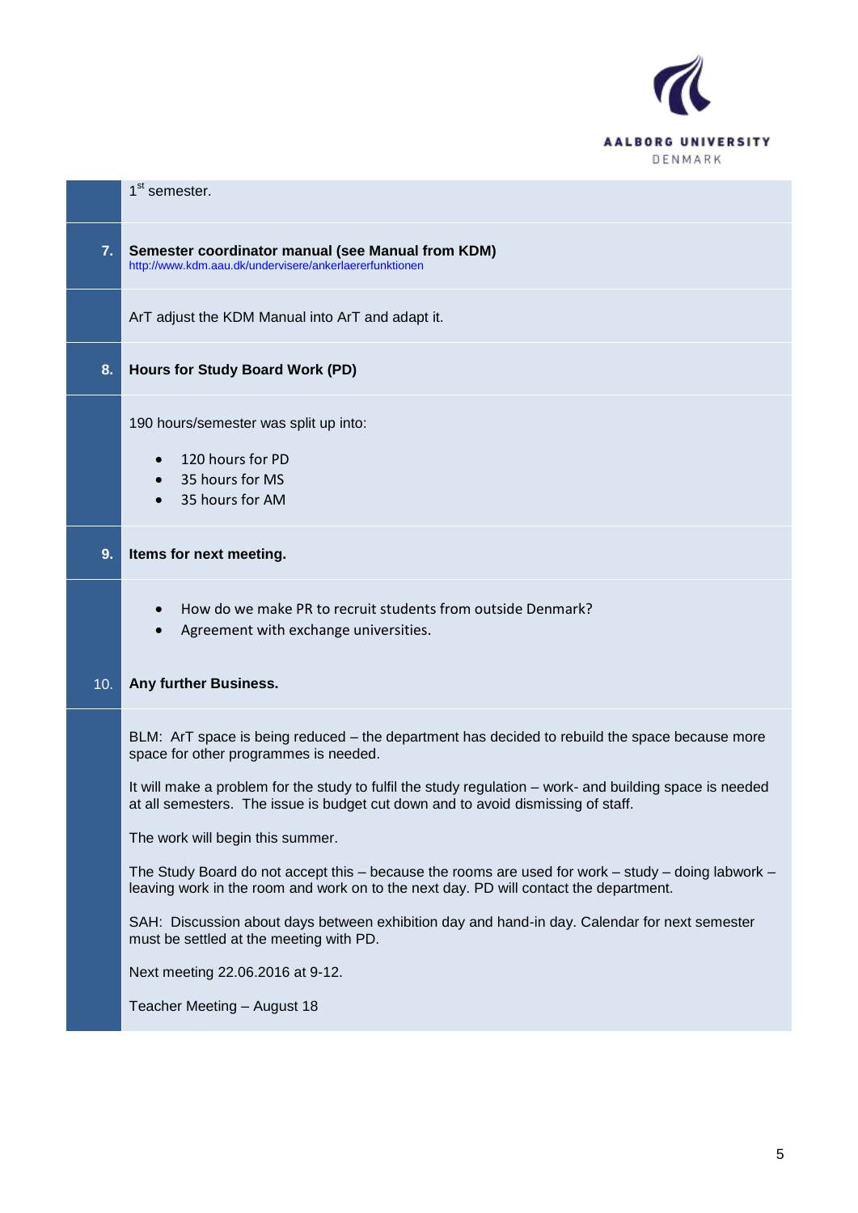1st semester.

**7. Semester coordinator manual (see Manual from KDM)**
http://www.kdm.aau.dk/undervisere/ankerlaererfunktionen

ArT adjust the KDM Manual into ArT and adapt it.

**8. Hours for Study Board Work (PD)**

190 hours/semester was split up into:

- 120 hours for PD
- 35 hours for MS
- 35 hours for AM

**9. Items for next meeting.**

- How do we make PR to recruit students from outside Denmark?
- Agreement with exchange universities.

**10. Any further Business.**

BLM: ArT space is being reduced – the department has decided to rebuild the space because more space for other programmes is needed.

It will make a problem for the study to fulfil the study regulation – work- and building space is needed at all semesters. The issue is budget cut down and to avoid dismissing of staff.

The work will begin this summer.

The Study Board do not accept this – because the rooms are used for work – study – doing labwork – leaving work in the room and work on to the next day. PD will contact the department.

SAH: Discussion about days between exhibition day and hand-in day. Calendar for next semester must be settled at the meeting with PD.

Next meeting 22.06.2016 at 9-12.

Teacher Meeting – August 18